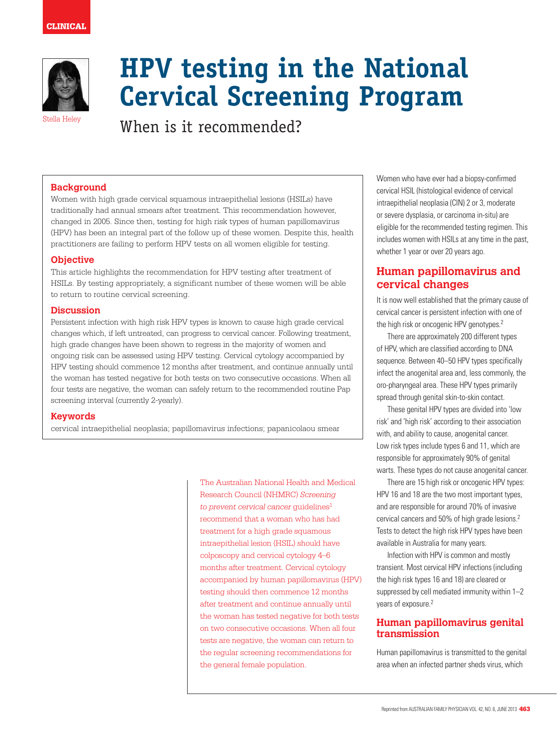CLINICAL

Stella Heley

# HPV testing in the National Cervical Screening Program

## When is it recommended?

### Background

Women with high grade cervical squamous intraepithelial lesions (HSILs) have traditionally had annual smears after treatment. This recommendation however, changed in 2005. Since then, testing for high risk types of human papillomavirus (HPV) has been an integral part of the follow up of these women. Despite this, health practitioners are failing to perform HPV tests on all women eligible for testing.

### Objective

This article highlights the recommendation for HPV testing after treatment of HSILs. By testing appropriately, a significant number of these women will be able to return to routine cervical screening.

### Discussion

Persistent infection with high risk HPV types is known to cause high grade cervical changes which, if left untreated, can progress to cervical cancer. Following treatment, high grade changes have been shown to regress in the majority of women and ongoing risk can be assessed using HPV testing. Cervical cytology accompanied by HPV testing should commence 12 months after treatment, and continue annually until the woman has tested negative for both tests on two consecutive occasions. When all four tests are negative, the woman can safely return to the recommended routine Pap screening interval (currently 2-yearly).

### Keywords

cervical intraepithelial neoplasia; papillomavirus infections; papanicolaou smear

The Australian National Health and Medical Research Council (NHMRC) *Screening to prevent cervical cancer* guidelines[1] recommend that a woman who has had treatment for a high grade squamous intraepithelial lesion (HSIL) should have colposcopy and cervical cytology 4–6 months after treatment. Cervical cytology accompanied by human papillomavirus (HPV) testing should then commence 12 months after treatment and continue annually until the woman has tested negative for both tests on two consecutive occasions. When all four tests are negative, the woman can return to the regular screening recommendations for the general female population.

Women who have ever had a biopsy-confirmed cervical HSIL (histological evidence of cervical intraepithelial neoplasia (CIN) 2 or 3, moderate or severe dysplasia, or carcinoma in-situ) are eligible for the recommended testing regimen. This includes women with HSILs at any time in the past, whether 1 year or over 20 years ago.

## Human papillomavirus and cervical changes

It is now well established that the primary cause of cervical cancer is persistent infection with one of the high risk or oncogenic HPV genotypes.[2]

There are approximately 200 different types of HPV, which are classified according to DNA sequence. Between 40–50 HPV types specifically infect the anogenital area and, less commonly, the oro-pharyngeal area. These HPV types primarily spread through genital skin-to-skin contact.

These genital HPV types are divided into 'low risk' and 'high risk' according to their association with, and ability to cause, anogenital cancer. Low risk types include types 6 and 11, which are responsible for approximately 90% of genital warts. These types do not cause anogenital cancer.

There are 15 high risk or oncogenic HPV types: HPV 16 and 18 are the two most important types, and are responsible for around 70% of invasive cervical cancers and 50% of high grade lesions.[2] Tests to detect the high risk HPV types have been available in Australia for many years.

Infection with HPV is common and mostly transient. Most cervical HPV infections (including the high risk types 16 and 18) are cleared or suppressed by cell mediated immunity within 1–2 years of exposure.[2]

## Human papillomavirus genital transmission

Human papillomavirus is transmitted to the genital area when an infected partner sheds virus, which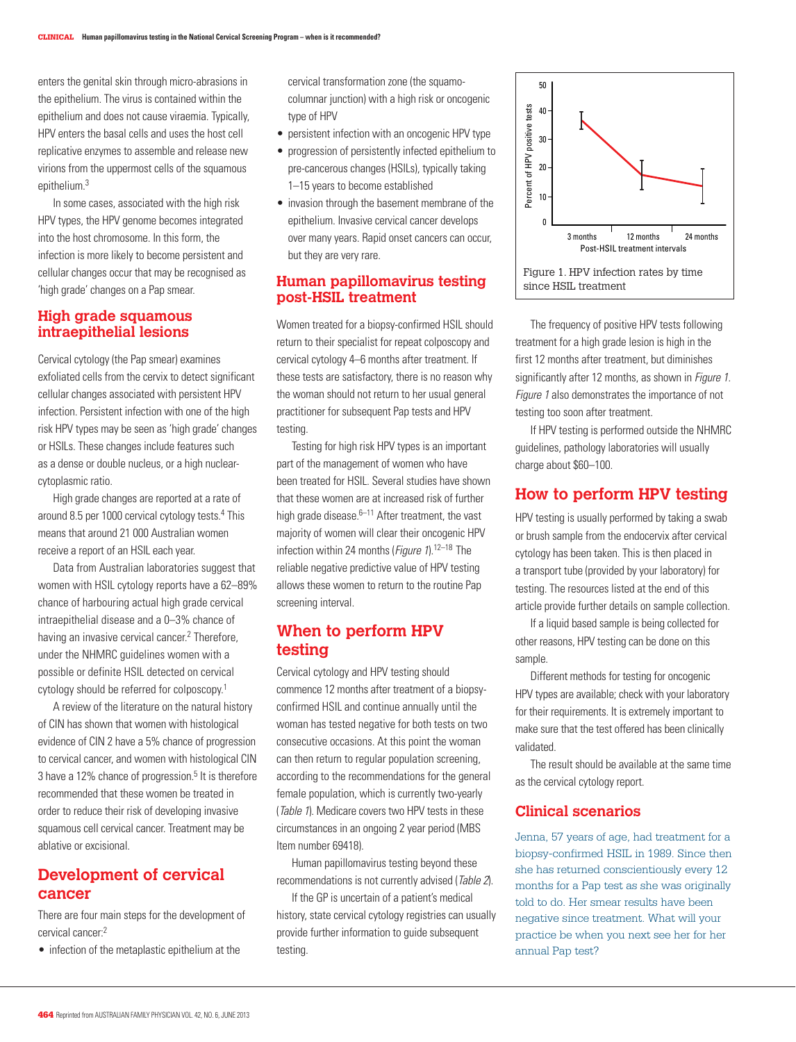enters the genital skin through micro-abrasions in the epithelium. The virus is contained within the epithelium and does not cause viraemia. Typically, HPV enters the basal cells and uses the host cell replicative enzymes to assemble and release new virions from the uppermost cells of the squamous epithelium.[3]

In some cases, associated with the high risk HPV types, the HPV genome becomes integrated into the host chromosome. In this form, the infection is more likely to become persistent and cellular changes occur that may be recognised as 'high grade' changes on a Pap smear.

## High grade squamous intraepithelial lesions

Cervical cytology (the Pap smear) examines exfoliated cells from the cervix to detect significant cellular changes associated with persistent HPV infection. Persistent infection with one of the high risk HPV types may be seen as 'high grade' changes or HSILs. These changes include features such as a dense or double nucleus, or a high nuclear-cytoplasmic ratio.

High grade changes are reported at a rate of around 8.5 per 1000 cervical cytology tests.[4] This means that around 21 000 Australian women receive a report of an HSIL each year.

Data from Australian laboratories suggest that women with HSIL cytology reports have a 62–89% chance of harbouring actual high grade cervical intraepithelial disease and a 0–3% chance of having an invasive cervical cancer.[2] Therefore, under the NHMRC guidelines women with a possible or definite HSIL detected on cervical cytology should be referred for colposcopy.[1]

A review of the literature on the natural history of CIN has shown that women with histological evidence of CIN 2 have a 5% chance of progression to cervical cancer, and women with histological CIN 3 have a 12% chance of progression.[5] It is therefore recommended that these women be treated in order to reduce their risk of developing invasive squamous cell cervical cancer. Treatment may be ablative or excisional.

## Development of cervical cancer

There are four main steps for the development of cervical cancer:[2]

- infection of the metaplastic epithelium at the cervical transformation zone (the squamo-columnar junction) with a high risk or oncogenic type of HPV
- persistent infection with an oncogenic HPV type
- progression of persistently infected epithelium to pre-cancerous changes (HSILs), typically taking 1–15 years to become established
- invasion through the basement membrane of the epithelium. Invasive cervical cancer develops over many years. Rapid onset cancers can occur, but they are very rare.

## Human papillomavirus testing post-HSIL treatment

Women treated for a biopsy-confirmed HSIL should return to their specialist for repeat colposcopy and cervical cytology 4–6 months after treatment. If these tests are satisfactory, there is no reason why the woman should not return to her usual general practitioner for subsequent Pap tests and HPV testing.

Testing for high risk HPV types is an important part of the management of women who have been treated for HSIL. Several studies have shown that these women are at increased risk of further high grade disease.[6–11] After treatment, the vast majority of women will clear their oncogenic HPV infection within 24 months (*Figure 1*).[12–18] The reliable negative predictive value of HPV testing allows these women to return to the routine Pap screening interval.

## When to perform HPV testing

Cervical cytology and HPV testing should commence 12 months after treatment of a biopsy-confirmed HSIL and continue annually until the woman has tested negative for both tests on two consecutive occasions. At this point the woman can then return to regular population screening, according to the recommendations for the general female population, which is currently two-yearly (*Table 1*). Medicare covers two HPV tests in these circumstances in an ongoing 2 year period (MBS Item number 69418).

Human papillomavirus testing beyond these recommendations is not currently advised (*Table 2*).

If the GP is uncertain of a patient's medical history, state cervical cytology registries can usually provide further information to guide subsequent testing.

Figure 1. HPV infection rates by time since HSIL treatment

The frequency of positive HPV tests following treatment for a high grade lesion is high in the first 12 months after treatment, but diminishes significantly after 12 months, as shown in *Figure 1*. *Figure 1* also demonstrates the importance of not testing too soon after treatment.

If HPV testing is performed outside the NHMRC guidelines, pathology laboratories will usually charge about $60–100.

## How to perform HPV testing

HPV testing is usually performed by taking a swab or brush sample from the endocervix after cervical cytology has been taken. This is then placed in a transport tube (provided by your laboratory) for testing. The resources listed at the end of this article provide further details on sample collection.

If a liquid based sample is being collected for other reasons, HPV testing can be done on this sample.

Different methods for testing for oncogenic HPV types are available; check with your laboratory for their requirements. It is extremely important to make sure that the test offered has been clinically validated.

The result should be available at the same time as the cervical cytology report.

## Clinical scenarios

Jenna, 57 years of age, had treatment for a biopsy-confirmed HSIL in 1989. Since then she has returned conscientiously every 12 months for a Pap test as she was originally told to do. Her smear results have been negative since treatment. What will your practice be when you next see her for her annual Pap test?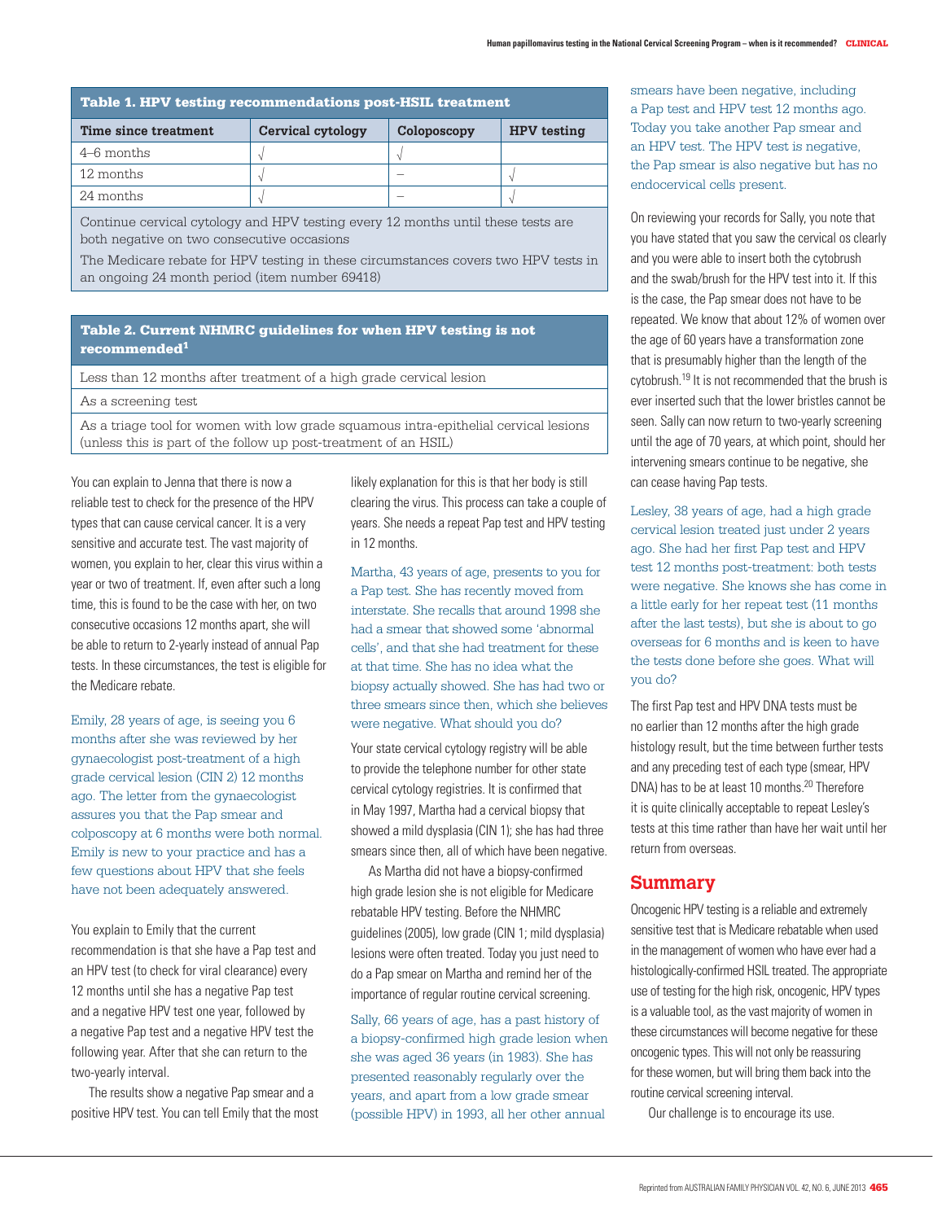**Table 1. HPV testing recommendations post-HSIL treatment**

| Time since treatment | Cervical cytology | Colposcopy | HPV testing |
|---|---|---|---|
| 4–6 months | √ | √ | |
| 12 months | √ | – | √ |
| 24 months | √ | – | √ |
| Continue cervical cytology and HPV testing every 12 months until these tests are both negative on two consecutive occasions | | | |
| The Medicare rebate for HPV testing in these circumstances covers two HPV tests in an ongoing 24 month period (item number 69418) | | | |

**Table 2. Current NHMRC guidelines for when HPV testing is not recommended[1]**

| |
|---|
| Less than 12 months after treatment of a high grade cervical lesion |
| As a screening test |
| As a triage tool for women with low grade squamous intra-epithelial cervical lesions (unless this is part of the follow up post-treatment of an HSIL) |

You can explain to Jenna that there is now a reliable test to check for the presence of the HPV types that can cause cervical cancer. It is a very sensitive and accurate test. The vast majority of women, you explain to her, clear this virus within a year or two of treatment. If, even after such a long time, this is found to be the case with her, on two consecutive occasions 12 months apart, she will be able to return to 2-yearly instead of annual Pap tests. In these circumstances, the test is eligible for the Medicare rebate.

Emily, 28 years of age, is seeing you 6 months after she was reviewed by her gynaecologist post-treatment of a high grade cervical lesion (CIN 2) 12 months ago. The letter from the gynaecologist assures you that the Pap smear and colposcopy at 6 months were both normal. Emily is new to your practice and has a few questions about HPV that she feels have not been adequately answered.

You explain to Emily that the current recommendation is that she have a Pap test and an HPV test (to check for viral clearance) every 12 months until she has a negative Pap test and a negative HPV test one year, followed by a negative Pap test and a negative HPV test the following year. After that she can return to the two-yearly interval.

The results show a negative Pap smear and a positive HPV test. You can tell Emily that the most likely explanation for this is that her body is still clearing the virus. This process can take a couple of years. She needs a repeat Pap test and HPV testing in 12 months.

Martha, 43 years of age, presents to you for a Pap test. She has recently moved from interstate. She recalls that around 1998 she had a smear that showed some 'abnormal cells', and that she had treatment for these at that time. She has no idea what the biopsy actually showed. She has had two or three smears since then, which she believes were negative. What should you do?

Your state cervical cytology registry will be able to provide the telephone number for other state cervical cytology registries. It is confirmed that in May 1997, Martha had a cervical biopsy that showed a mild dysplasia (CIN 1); she has had three smears since then, all of which have been negative.

As Martha did not have a biopsy-confirmed high grade lesion she is not eligible for Medicare rebatable HPV testing. Before the NHMRC guidelines (2005), low grade (CIN 1; mild dysplasia) lesions were often treated. Today you just need to do a Pap smear on Martha and remind her of the importance of regular routine cervical screening.

Sally, 66 years of age, has a past history of a biopsy-confirmed high grade lesion when she was aged 36 years (in 1983). She has presented reasonably regularly over the years, and apart from a low grade smear (possible HPV) in 1993, all her other annual smears have been negative, including a Pap test and HPV test 12 months ago. Today you take another Pap smear and an HPV test. The HPV test is negative, the Pap smear is also negative but has no endocervical cells present.

On reviewing your records for Sally, you note that you have stated that you saw the cervical os clearly and you were able to insert both the cytobrush and the swab/brush for the HPV test into it. If this is the case, the Pap smear does not have to be repeated. We know that about 12% of women over the age of 60 years have a transformation zone that is presumably higher than the length of the cytobrush.[19] It is not recommended that the brush is ever inserted such that the lower bristles cannot be seen. Sally can now return to two-yearly screening until the age of 70 years, at which point, should her intervening smears continue to be negative, she can cease having Pap tests.

Lesley, 38 years of age, had a high grade cervical lesion treated just under 2 years ago. She had her first Pap test and HPV test 12 months post-treatment: both tests were negative. She knows she has come in a little early for her repeat test (11 months after the last tests), but she is about to go overseas for 6 months and is keen to have the tests done before she goes. What will you do?

The first Pap test and HPV DNA tests must be no earlier than 12 months after the high grade histology result, but the time between further tests and any preceding test of each type (smear, HPV DNA) has to be at least 10 months.[20] Therefore it is quite clinically acceptable to repeat Lesley's tests at this time rather than have her wait until her return from overseas.

## Summary

Oncogenic HPV testing is a reliable and extremely sensitive test that is Medicare rebatable when used in the management of women who have ever had a histologically-confirmed HSIL treated. The appropriate use of testing for the high risk, oncogenic, HPV types is a valuable tool, as the vast majority of women in these circumstances will become negative for these oncogenic types. This will not only be reassuring for these women, but will bring them back into the routine cervical screening interval.

Our challenge is to encourage its use.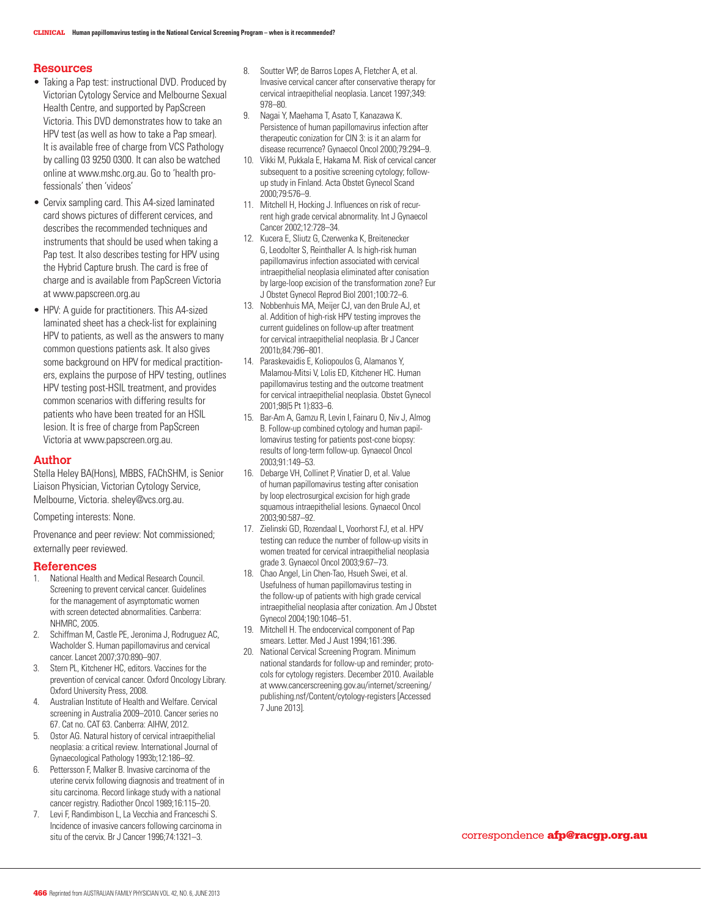## Resources

- Taking a Pap test: instructional DVD. Produced by Victorian Cytology Service and Melbourne Sexual Health Centre, and supported by PapScreen Victoria. This DVD demonstrates how to take an HPV test (as well as how to take a Pap smear). It is available free of charge from VCS Pathology by calling 03 9250 0300. It can also be watched online at www.mshc.org.au. Go to 'health professionals' then 'videos'
- Cervix sampling card. This A4-sized laminated card shows pictures of different cervices, and describes the recommended techniques and instruments that should be used when taking a Pap test. It also describes testing for HPV using the Hybrid Capture brush. The card is free of charge and is available from PapScreen Victoria at www.papscreen.org.au
- HPV: A guide for practitioners. This A4-sized laminated sheet has a check-list for explaining HPV to patients, as well as the answers to many common questions patients ask. It also gives some background on HPV for medical practitioners, explains the purpose of HPV testing, outlines HPV testing post-HSIL treatment, and provides common scenarios with differing results for patients who have been treated for an HSIL lesion. It is free of charge from PapScreen Victoria at www.papscreen.org.au.

## Author

Stella Heley BA(Hons), MBBS, FAChSHM, is Senior Liaison Physician, Victorian Cytology Service, Melbourne, Victoria. sheley@vcs.org.au.

Competing interests: None.

Provenance and peer review: Not commissioned; externally peer reviewed.

## References

1. National Health and Medical Research Council. Screening to prevent cervical cancer. Guidelines for the management of asymptomatic women with screen detected abnormalities. Canberra: NHMRC, 2005.
2. Schiffman M, Castle PE, Jeronima J, Rodruguez AC, Wacholder S. Human papillomavirus and cervical cancer. Lancet 2007;370:890–907.
3. Stern PL, Kitchener HC, editors. Vaccines for the prevention of cervical cancer. Oxford Oncology Library. Oxford University Press, 2008.
4. Australian Institute of Health and Welfare. Cervical screening in Australia 2009–2010. Cancer series no 67. Cat no. CAT 63. Canberra: AIHW, 2012.
5. Ostor AG. Natural history of cervical intraepithelial neoplasia: a critical review. International Journal of Gynaecological Pathology 1993b;12:186–92.
6. Pettersson F, Malker B. Invasive carcinoma of the uterine cervix following diagnosis and treatment of in situ carcinoma. Record linkage study with a national cancer registry. Radiother Oncol 1989;16:115–20.
7. Levi F, Randimbison L, La Vecchia and Franceschi S. Incidence of invasive cancers following carcinoma in situ of the cervix. Br J Cancer 1996;74:1321–3.
8. Soutter WP, de Barros Lopes A, Fletcher A, et al. Invasive cervical cancer after conservative therapy for cervical intraepithelial neoplasia. Lancet 1997;349:978–80.
9. Nagai Y, Maehama T, Asato T, Kanazawa K. Persistence of human papillomavirus infection after therapeutic conization for CIN 3: is it an alarm for disease recurrence? Gynaecol Oncol 2000;79:294–9.
10. Vikki M, Pukkala E, Hakama M. Risk of cervical cancer subsequent to a positive screening cytology; follow-up study in Finland. Acta Obstet Gynecol Scand 2000;79:576–9.
11. Mitchell H, Hocking J. Influences on risk of recurrent high grade cervical abnormality. Int J Gynaecol Cancer 2002;12:728–34.
12. Kucera E, Sliutz G, Czerwenka K, Breitenecker G, Leodolter S, Reinthaller A. Is high-risk human papillomavirus infection associated with cervical intraepithelial neoplasia eliminated after conisation by large-loop excision of the transformation zone? Eur J Obstet Gynecol Reprod Biol 2001;100:72–6.
13. Nobbenhuis MA, Meijer CJ, van den Brule AJ, et al. Addition of high-risk HPV testing improves the current guidelines on follow-up after treatment for cervical intraepithelial neoplasia. Br J Cancer 2001b;84:796–801.
14. Paraskevaidis E, Koliopoulos G, Alamanos Y, Malamou-Mitsi V, Lolis ED, Kitchener HC. Human papillomavirus testing and the outcome treatment for cervical intraepithelial neoplasia. Obstet Gynecol 2001;98(5 Pt 1):833–6.
15. Bar-Am A, Gamzu R, Levin I, Fainaru O, Niv J, Almog B. Follow-up combined cytology and human papillomavirus testing for patients post-cone biopsy: results of long-term follow-up. Gynaecol Oncol 2003;91:149–53.
16. Debarge VH, Collinet P, Vinatier D, et al. Value of human papillomavirus testing after conisation by loop electrosurgical excision for high grade squamous intraepithelial lesions. Gynaecol Oncol 2003;90:587–92.
17. Zielinski GD, Rozendaal L, Voorhorst FJ, et al. HPV testing can reduce the number of follow-up visits in women treated for cervical intraepithelial neoplasia grade 3. Gynaecol Oncol 2003;9:67–73.
18. Chao Angel, Lin Chen-Tao, Hsueh Swei, et al. Usefulness of human papillomavirus testing in the follow-up of patients with high grade cervical intraepithelial neoplasia after conization. Am J Obstet Gynecol 2004;190:1046–51.
19. Mitchell H. The endocervical component of Pap smears. Letter. Med J Aust 1994;161:396.
20. National Cervical Screening Program. Minimum national standards for follow-up and reminder; protocols for cytology registers. December 2010. Available at www.cancerscreening.gov.au/internet/screening/publishing.nsf/Content/cytology-registers [Accessed 7 June 2013].

correspondence **afp@racgp.org.au**